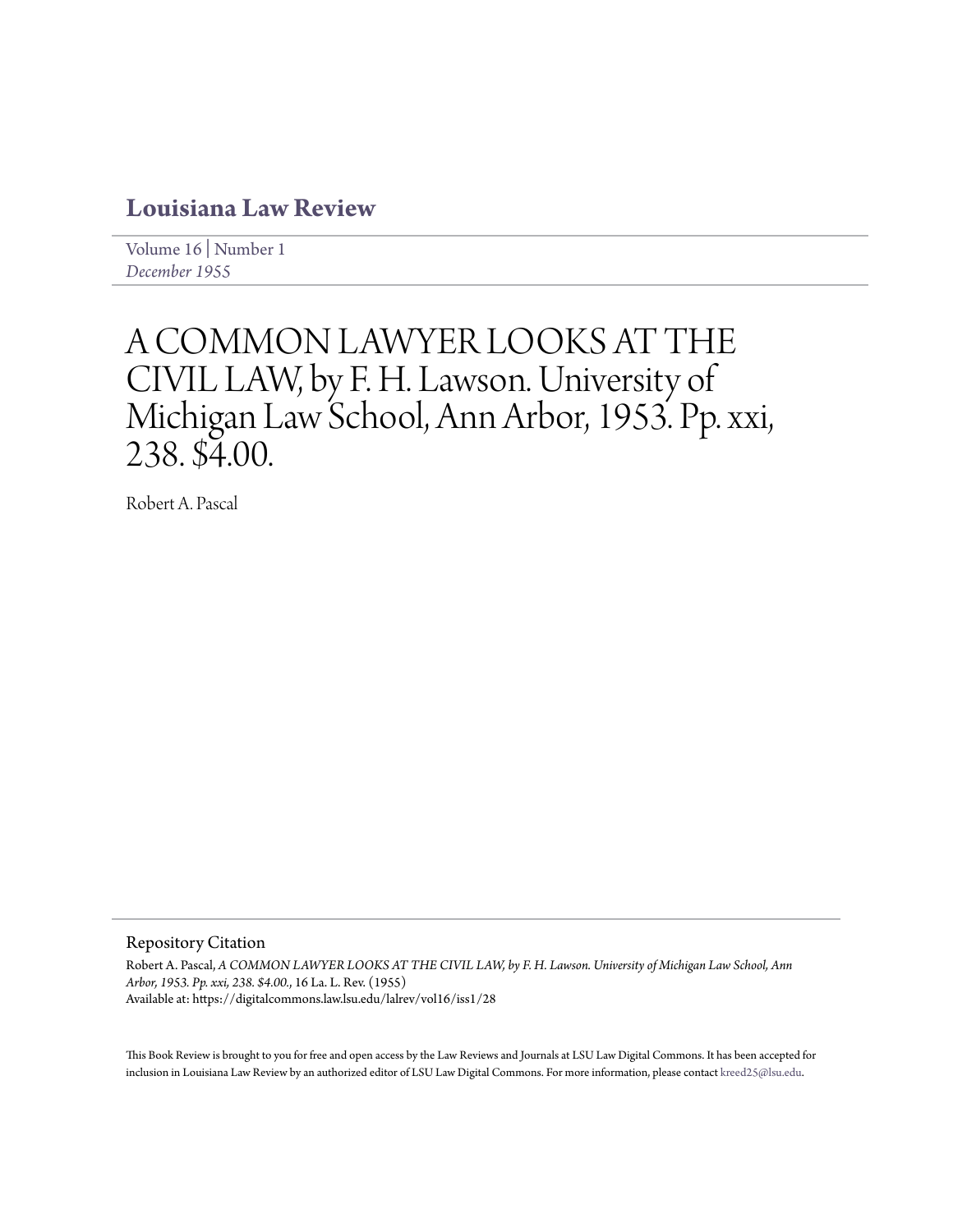# Louisiana Law Review

Volume 16 | Number 1
*December 1955*

# A COMMON LAWYER LOOKS AT THE CIVIL LAW, by F. H. Lawson. University of Michigan Law School, Ann Arbor, 1953. Pp. xxi, 238. $4.00.

Robert A. Pascal

## Repository Citation

Robert A. Pascal, *A COMMON LAWYER LOOKS AT THE CIVIL LAW, by F. H. Lawson. University of Michigan Law School, Ann Arbor, 1953. Pp. xxi, 238. $4.00.*, 16 La. L. Rev. (1955)
Available at: https://digitalcommons.law.lsu.edu/lalrev/vol16/iss1/28

This Book Review is brought to you for free and open access by the Law Reviews and Journals at LSU Law Digital Commons. It has been accepted for inclusion in Louisiana Law Review by an authorized editor of LSU Law Digital Commons. For more information, please contact kreed25@lsu.edu.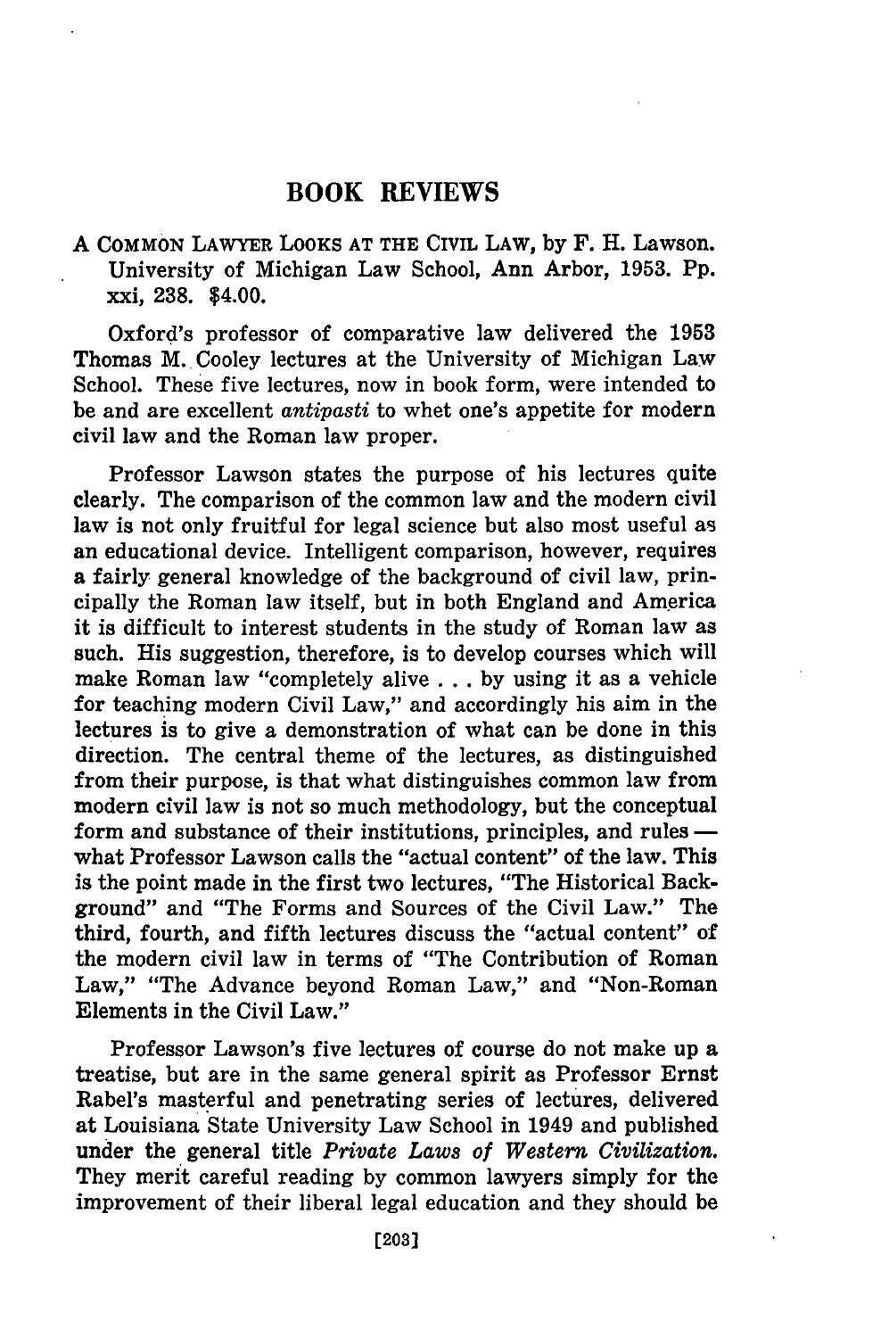# BOOK REVIEWS

A COMMON LAWYER LOOKS AT THE CIVIL LAW, by F. H. Lawson. University of Michigan Law School, Ann Arbor, 1953. Pp. xxi, 238. $4.00.

Oxford's professor of comparative law delivered the 1953 Thomas M. Cooley lectures at the University of Michigan Law School. These five lectures, now in book form, were intended to be and are excellent *antipasti* to whet one's appetite for modern civil law and the Roman law proper.

Professor Lawson states the purpose of his lectures quite clearly. The comparison of the common law and the modern civil law is not only fruitful for legal science but also most useful as an educational device. Intelligent comparison, however, requires a fairly general knowledge of the background of civil law, principally the Roman law itself, but in both England and America it is difficult to interest students in the study of Roman law as such. His suggestion, therefore, is to develop courses which will make Roman law "completely alive . . . by using it as a vehicle for teaching modern Civil Law," and accordingly his aim in the lectures is to give a demonstration of what can be done in this direction. The central theme of the lectures, as distinguished from their purpose, is that what distinguishes common law from modern civil law is not so much methodology, but the conceptual form and substance of their institutions, principles, and rules — what Professor Lawson calls the "actual content" of the law. This is the point made in the first two lectures, "The Historical Background" and "The Forms and Sources of the Civil Law." The third, fourth, and fifth lectures discuss the "actual content" of the modern civil law in terms of "The Contribution of Roman Law," "The Advance beyond Roman Law," and "Non-Roman Elements in the Civil Law."

Professor Lawson's five lectures of course do not make up a treatise, but are in the same general spirit as Professor Ernst Rabel's masterful and penetrating series of lectures, delivered at Louisiana State University Law School in 1949 and published under the general title *Private Laws of Western Civilization.* They merit careful reading by common lawyers simply for the improvement of their liberal legal education and they should be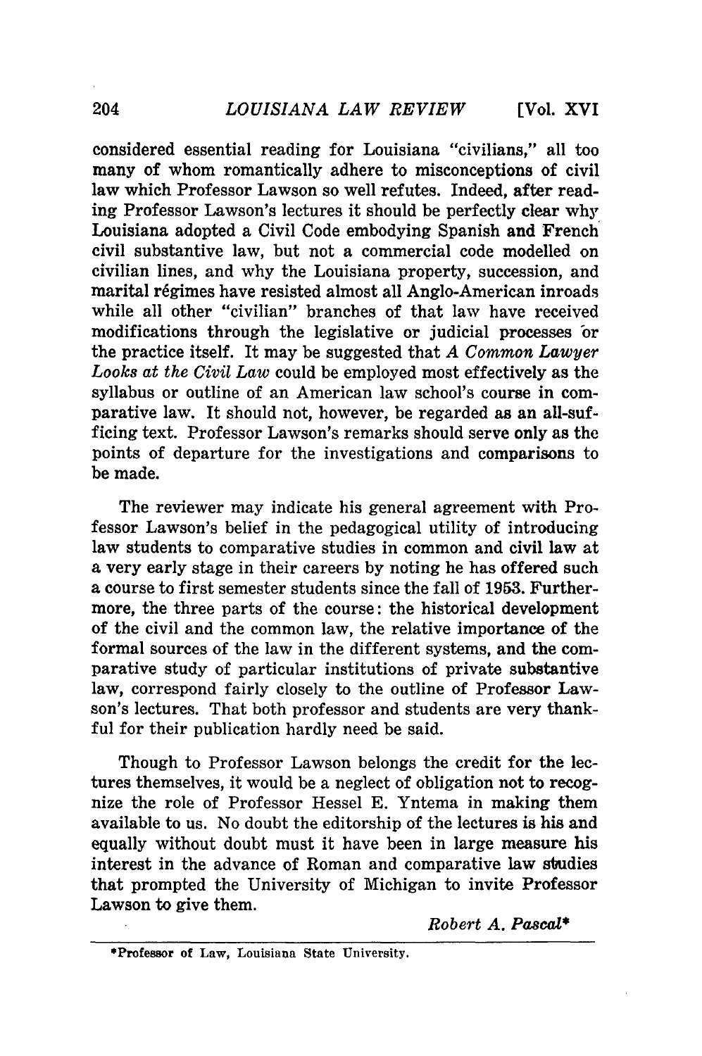considered essential reading for Louisiana "civilians," all too many of whom romantically adhere to misconceptions of civil law which Professor Lawson so well refutes. Indeed, after reading Professor Lawson's lectures it should be perfectly clear why Louisiana adopted a Civil Code embodying Spanish and French civil substantive law, but not a commercial code modelled on civilian lines, and why the Louisiana property, succession, and marital régimes have resisted almost all Anglo-American inroads while all other "civilian" branches of that law have received modifications through the legislative or judicial processes or the practice itself. It may be suggested that *A Common Lawyer Looks at the Civil Law* could be employed most effectively as the syllabus or outline of an American law school's course in comparative law. It should not, however, be regarded as an all-sufficing text. Professor Lawson's remarks should serve only as the points of departure for the investigations and comparisons to be made.

The reviewer may indicate his general agreement with Professor Lawson's belief in the pedagogical utility of introducing law students to comparative studies in common and civil law at a very early stage in their careers by noting he has offered such a course to first semester students since the fall of 1953. Furthermore, the three parts of the course: the historical development of the civil and the common law, the relative importance of the formal sources of the law in the different systems, and the comparative study of particular institutions of private substantive law, correspond fairly closely to the outline of Professor Lawson's lectures. That both professor and students are very thankful for their publication hardly need be said.

Though to Professor Lawson belongs the credit for the lectures themselves, it would be a neglect of obligation not to recognize the role of Professor Hessel E. Yntema in making them available to us. No doubt the editorship of the lectures is his and equally without doubt must it have been in large measure his interest in the advance of Roman and comparative law studies that prompted the University of Michigan to invite Professor Lawson to give them.

*Robert A. Pascal**

*Professor of Law, Louisiana State University.